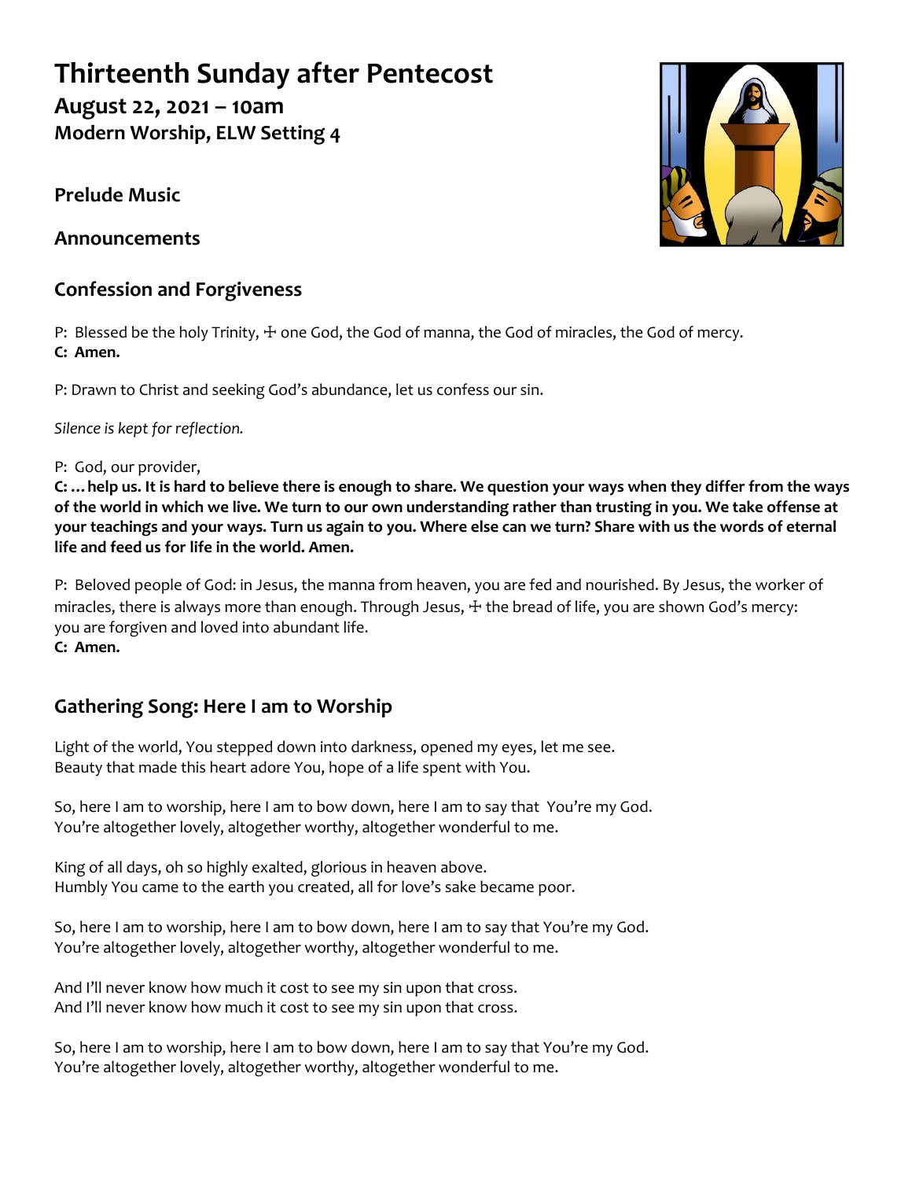# Thirteenth Sunday after Pentecost

## August 22, 2021 – 10am

## Modern Worship, ELW Setting 4

## Prelude Music

## Announcements

## Confession and Forgiveness

P: Blessed be the holy Trinity, ☩ one God, the God of manna, the God of miracles, the God of mercy.
**C: Amen.**

P: Drawn to Christ and seeking God's abundance, let us confess our sin.

*Silence is kept for reflection.*

P: God, our provider,
**C: …help us. It is hard to believe there is enough to share. We question your ways when they differ from the ways of the world in which we live. We turn to our own understanding rather than trusting in you. We take offense at your teachings and your ways. Turn us again to you. Where else can we turn? Share with us the words of eternal life and feed us for life in the world. Amen.**

P: Beloved people of God: in Jesus, the manna from heaven, you are fed and nourished. By Jesus, the worker of miracles, there is always more than enough. Through Jesus, ☩ the bread of life, you are shown God's mercy: you are forgiven and loved into abundant life.
**C: Amen.**

## Gathering Song: Here I am to Worship

Light of the world, You stepped down into darkness, opened my eyes, let me see.
Beauty that made this heart adore You, hope of a life spent with You.

So, here I am to worship, here I am to bow down, here I am to say that You're my God.
You're altogether lovely, altogether worthy, altogether wonderful to me.

King of all days, oh so highly exalted, glorious in heaven above.
Humbly You came to the earth you created, all for love's sake became poor.

So, here I am to worship, here I am to bow down, here I am to say that You're my God.
You're altogether lovely, altogether worthy, altogether wonderful to me.

And I'll never know how much it cost to see my sin upon that cross.
And I'll never know how much it cost to see my sin upon that cross.

So, here I am to worship, here I am to bow down, here I am to say that You're my God.
You're altogether lovely, altogether worthy, altogether wonderful to me.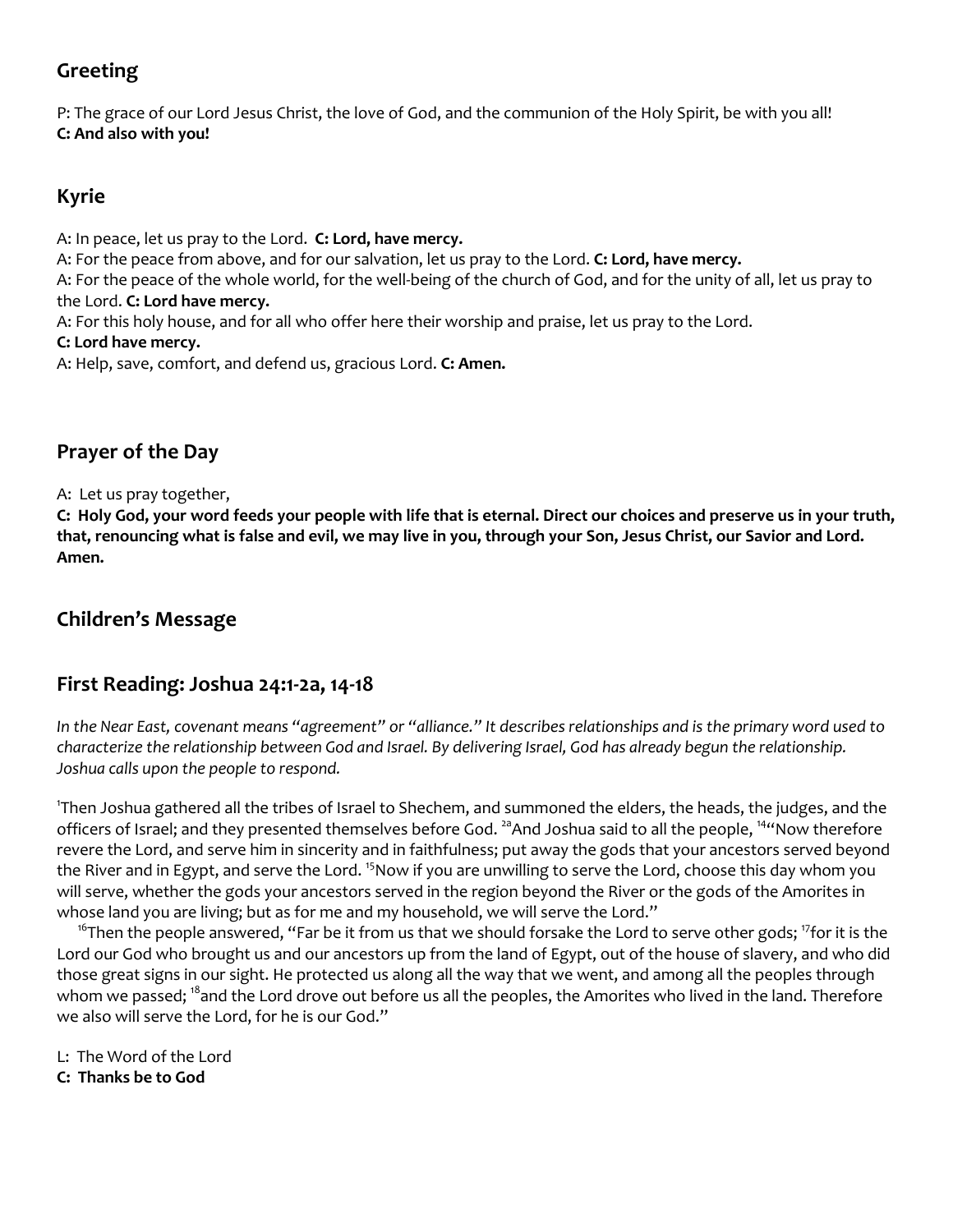## Greeting

P: The grace of our Lord Jesus Christ, the love of God, and the communion of the Holy Spirit, be with you all!
**C: And also with you!**

## Kyrie

A: In peace, let us pray to the Lord. **C: Lord, have mercy.**
A: For the peace from above, and for our salvation, let us pray to the Lord. **C: Lord, have mercy.**
A: For the peace of the whole world, for the well-being of the church of God, and for the unity of all, let us pray to the Lord. **C: Lord have mercy.**
A: For this holy house, and for all who offer here their worship and praise, let us pray to the Lord.
**C: Lord have mercy.**
A: Help, save, comfort, and defend us, gracious Lord. **C: Amen.**

## Prayer of the Day

A: Let us pray together,
**C: Holy God, your word feeds your people with life that is eternal. Direct our choices and preserve us in your truth, that, renouncing what is false and evil, we may live in you, through your Son, Jesus Christ, our Savior and Lord. Amen.**

## Children's Message

## First Reading: Joshua 24:1-2a, 14-18

*In the Near East, covenant means "agreement" or "alliance." It describes relationships and is the primary word used to characterize the relationship between God and Israel. By delivering Israel, God has already begun the relationship. Joshua calls upon the people to respond.*

[1]Then Joshua gathered all the tribes of Israel to Shechem, and summoned the elders, the heads, the judges, and the officers of Israel; and they presented themselves before God. [2a]And Joshua said to all the people, [14]"Now therefore revere the Lord, and serve him in sincerity and in faithfulness; put away the gods that your ancestors served beyond the River and in Egypt, and serve the Lord. [15]Now if you are unwilling to serve the Lord, choose this day whom you will serve, whether the gods your ancestors served in the region beyond the River or the gods of the Amorites in whose land you are living; but as for me and my household, we will serve the Lord."

[16]Then the people answered, "Far be it from us that we should forsake the Lord to serve other gods; [17]for it is the Lord our God who brought us and our ancestors up from the land of Egypt, out of the house of slavery, and who did those great signs in our sight. He protected us along all the way that we went, and among all the peoples through whom we passed; [18]and the Lord drove out before us all the peoples, the Amorites who lived in the land. Therefore we also will serve the Lord, for he is our God."

L: The Word of the Lord
**C: Thanks be to God**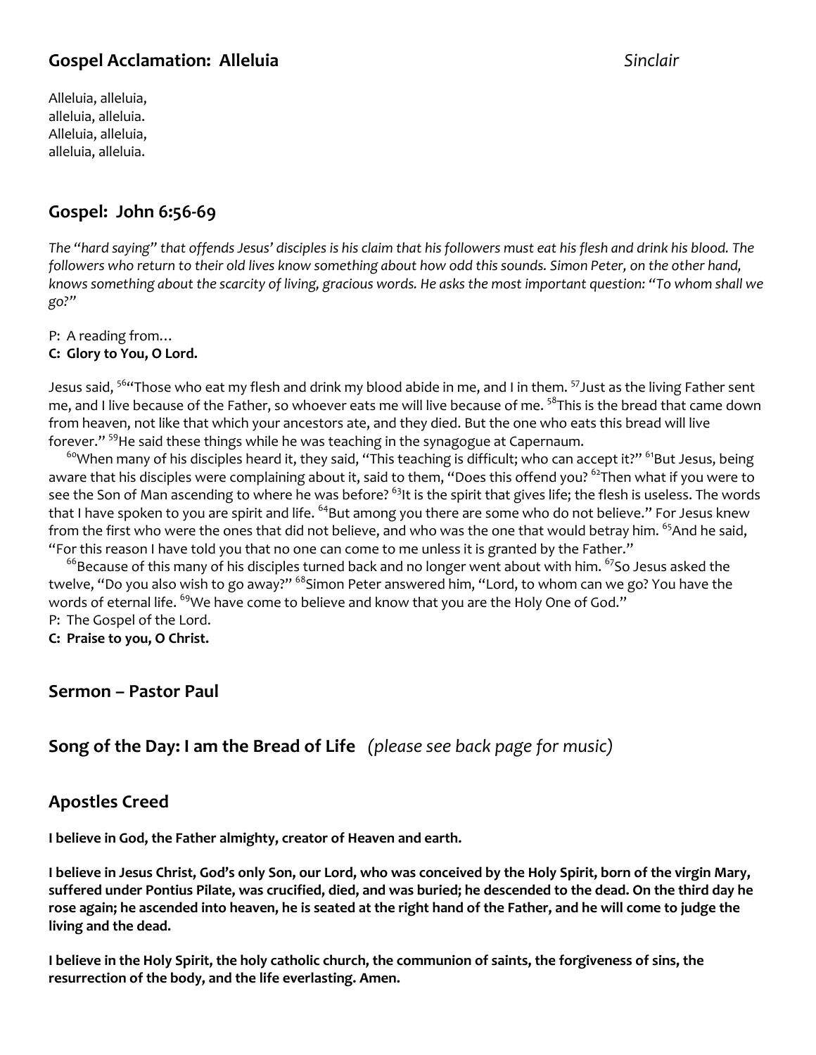## Gospel Acclamation: Alleluia *Sinclair*

Alleluia, alleluia,
alleluia, alleluia.
Alleluia, alleluia,
alleluia, alleluia.

## Gospel: John 6:56-69

*The "hard saying" that offends Jesus' disciples is his claim that his followers must eat his flesh and drink his blood. The followers who return to their old lives know something about how odd this sounds. Simon Peter, on the other hand, knows something about the scarcity of living, gracious words. He asks the most important question: "To whom shall we go?"*

P: A reading from…
**C: Glory to You, O Lord.**

Jesus said, [56]"Those who eat my flesh and drink my blood abide in me, and I in them. [57]Just as the living Father sent me, and I live because of the Father, so whoever eats me will live because of me. [58]This is the bread that came down from heaven, not like that which your ancestors ate, and they died. But the one who eats this bread will live forever." [59]He said these things while he was teaching in the synagogue at Capernaum.

[60]When many of his disciples heard it, they said, "This teaching is difficult; who can accept it?" [61]But Jesus, being aware that his disciples were complaining about it, said to them, "Does this offend you? [62]Then what if you were to see the Son of Man ascending to where he was before? [63]It is the spirit that gives life; the flesh is useless. The words that I have spoken to you are spirit and life. [64]But among you there are some who do not believe." For Jesus knew from the first who were the ones that did not believe, and who was the one that would betray him. [65]And he said, "For this reason I have told you that no one can come to me unless it is granted by the Father."

[66]Because of this many of his disciples turned back and no longer went about with him. [67]So Jesus asked the twelve, "Do you also wish to go away?" [68]Simon Peter answered him, "Lord, to whom can we go? You have the words of eternal life. [69]We have come to believe and know that you are the Holy One of God."
P: The Gospel of the Lord.
**C: Praise to you, O Christ.**

## Sermon – Pastor Paul

## Song of the Day: I am the Bread of Life *(please see back page for music)*

## Apostles Creed

**I believe in God, the Father almighty, creator of Heaven and earth.**

**I believe in Jesus Christ, God's only Son, our Lord, who was conceived by the Holy Spirit, born of the virgin Mary, suffered under Pontius Pilate, was crucified, died, and was buried; he descended to the dead. On the third day he rose again; he ascended into heaven, he is seated at the right hand of the Father, and he will come to judge the living and the dead.**

**I believe in the Holy Spirit, the holy catholic church, the communion of saints, the forgiveness of sins, the resurrection of the body, and the life everlasting. Amen.**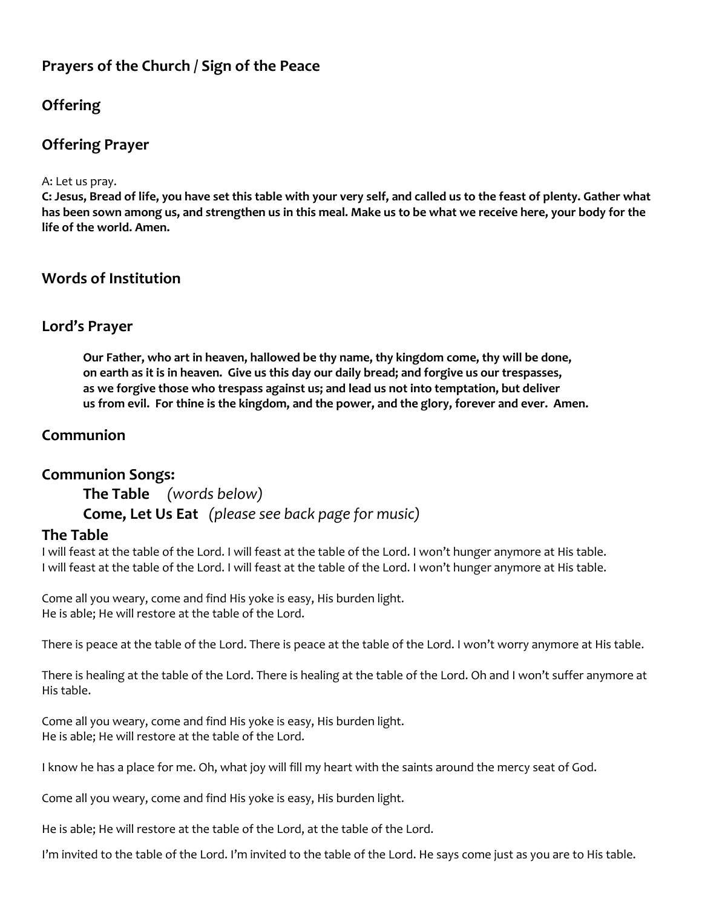## Prayers of the Church / Sign of the Peace

## Offering

## Offering Prayer

A: Let us pray.

**C: Jesus, Bread of life, you have set this table with your very self, and called us to the feast of plenty. Gather what has been sown among us, and strengthen us in this meal. Make us to be what we receive here, your body for the life of the world. Amen.**

## Words of Institution

## Lord's Prayer

> **Our Father, who art in heaven, hallowed be thy name, thy kingdom come, thy will be done, on earth as it is in heaven. Give us this day our daily bread; and forgive us our trespasses, as we forgive those who trespass against us; and lead us not into temptation, but deliver us from evil. For thine is the kingdom, and the power, and the glory, forever and ever. Amen.**

## Communion

## Communion Songs:

**The Table** *(words below)*

**Come, Let Us Eat** *(please see back page for music)*

### The Table

I will feast at the table of the Lord. I will feast at the table of the Lord. I won't hunger anymore at His table.
I will feast at the table of the Lord. I will feast at the table of the Lord. I won't hunger anymore at His table.

Come all you weary, come and find His yoke is easy, His burden light.
He is able; He will restore at the table of the Lord.

There is peace at the table of the Lord. There is peace at the table of the Lord. I won't worry anymore at His table.

There is healing at the table of the Lord. There is healing at the table of the Lord. Oh and I won't suffer anymore at His table.

Come all you weary, come and find His yoke is easy, His burden light.
He is able; He will restore at the table of the Lord.

I know he has a place for me. Oh, what joy will fill my heart with the saints around the mercy seat of God.

Come all you weary, come and find His yoke is easy, His burden light.

He is able; He will restore at the table of the Lord, at the table of the Lord.

I'm invited to the table of the Lord. I'm invited to the table of the Lord. He says come just as you are to His table.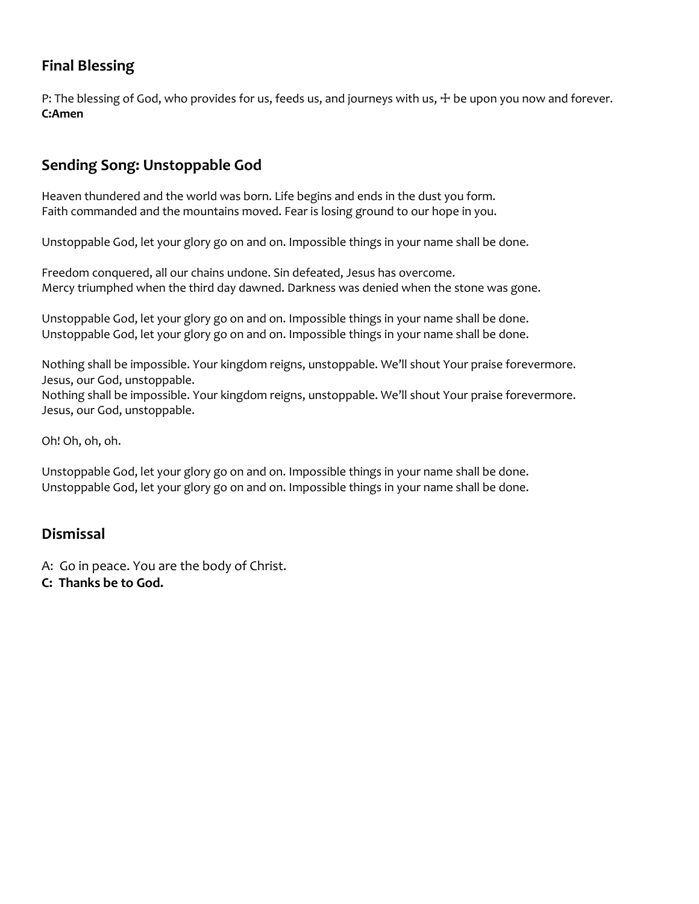## Final Blessing

P: The blessing of God, who provides for us, feeds us, and journeys with us, ☩ be upon you now and forever.
**C:Amen**

## Sending Song: Unstoppable God

Heaven thundered and the world was born. Life begins and ends in the dust you form.
Faith commanded and the mountains moved. Fear is losing ground to our hope in you.

Unstoppable God, let your glory go on and on. Impossible things in your name shall be done.

Freedom conquered, all our chains undone. Sin defeated, Jesus has overcome.
Mercy triumphed when the third day dawned. Darkness was denied when the stone was gone.

Unstoppable God, let your glory go on and on. Impossible things in your name shall be done.
Unstoppable God, let your glory go on and on. Impossible things in your name shall be done.

Nothing shall be impossible. Your kingdom reigns, unstoppable. We'll shout Your praise forevermore.
Jesus, our God, unstoppable.
Nothing shall be impossible. Your kingdom reigns, unstoppable. We'll shout Your praise forevermore.
Jesus, our God, unstoppable.

Oh! Oh, oh, oh.

Unstoppable God, let your glory go on and on. Impossible things in your name shall be done.
Unstoppable God, let your glory go on and on. Impossible things in your name shall be done.

## Dismissal

A: Go in peace. You are the body of Christ.
**C: Thanks be to God.**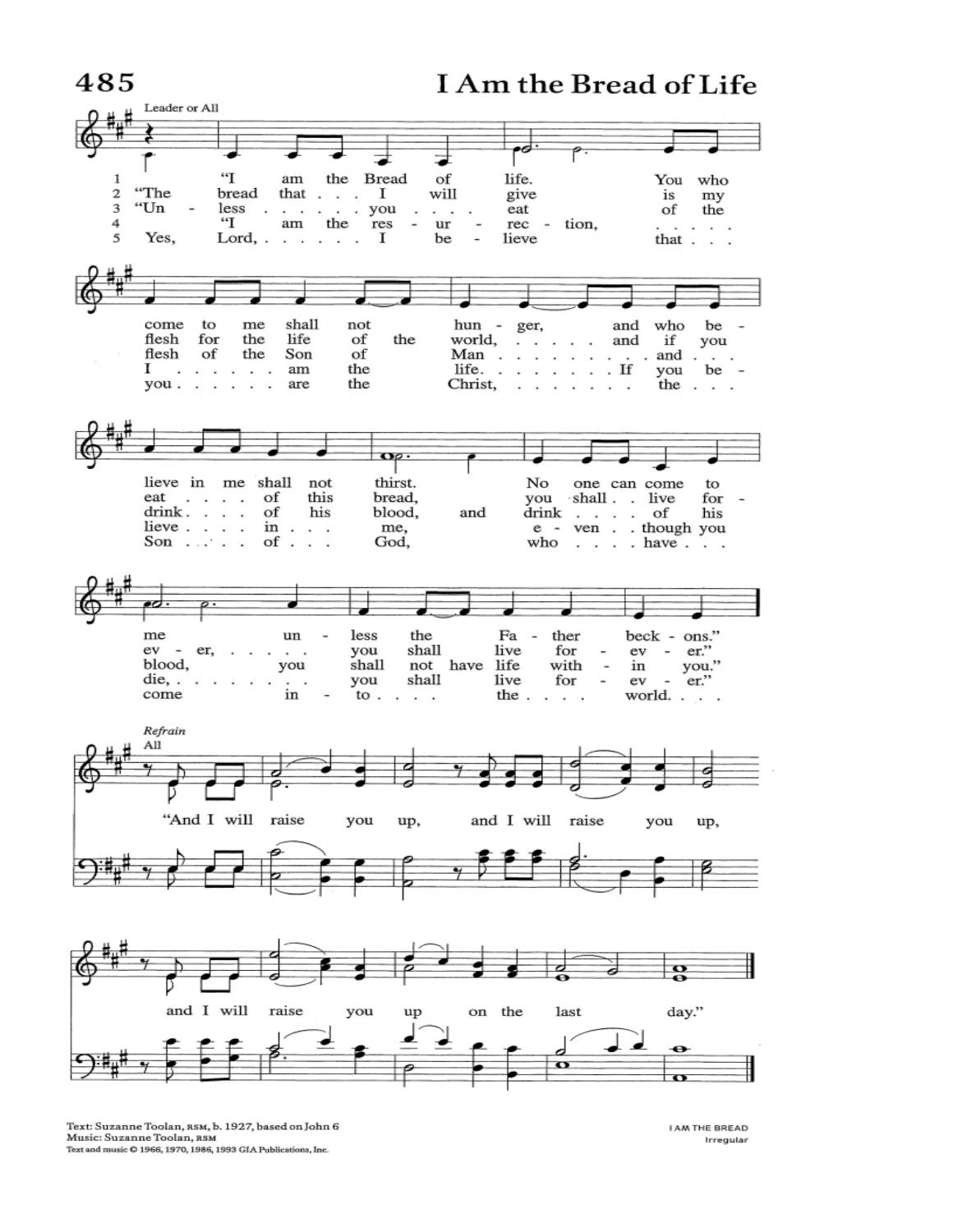# 485 I Am the Bread of Life

*Leader or All*

1. "I am the Bread of life. You who come to me shall not hunger, and who believe in me shall not thirst. No one can come to me unless the Father beckons."

2. "The bread that I will give is my flesh for the life of the world, and if you eat of this bread, you shall live for ever, you shall live for ever."

3. "Unless you eat of the flesh of the Son of Man and drink of his blood, and drink of his blood, you shall not have life within you."

4. "I am the resurrection, I am the life. If you believe in me, even though you die, you shall live for ever."

5. Yes, Lord, I believe that you are the Christ, the Son of God, who have come into the world.

*Refrain*
*All*

"And I will raise you up, and I will raise you up, and I will raise you up on the last day."

Text: Suzanne Toolan, RSM, b. 1927, based on John 6
Music: Suzanne Toolan, RSM
Text and music © 1966, 1970, 1986, 1993 GIA Publications, Inc.

I AM THE BREAD
Irregular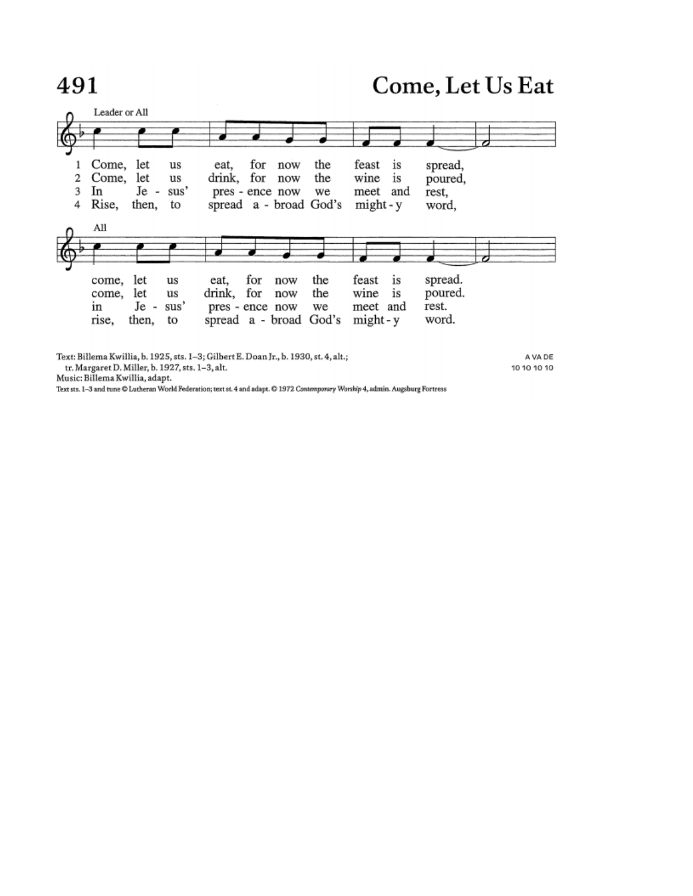# 491 Come, Let Us Eat

Leader or All

1 Come, let us eat, for now the feast is spread,
2 Come, let us drink, for now the wine is poured,
3 In Je - sus' pres - ence now we meet and rest,
4 Rise, then, to spread a - broad God's might - y word,

All

come, let us eat, for now the feast is spread.
come, let us drink, for now the wine is poured.
in Je - sus' pres - ence now we meet and rest.
rise, then, to spread a - broad God's might - y word.

Text: Billema Kwillia, b. 1925, sts. 1–3; Gilbert E. Doan Jr., b. 1930, st. 4, alt.;
tr. Margaret D. Miller, b. 1927, sts. 1–3, alt.
Music: Billema Kwillia, adapt.

Text sts. 1–3 and tune © Lutheran World Federation; text st. 4 and adapt. © 1972 *Contemporary Worship 4*, admin. Augsburg Fortress

A VA DE
10 10 10 10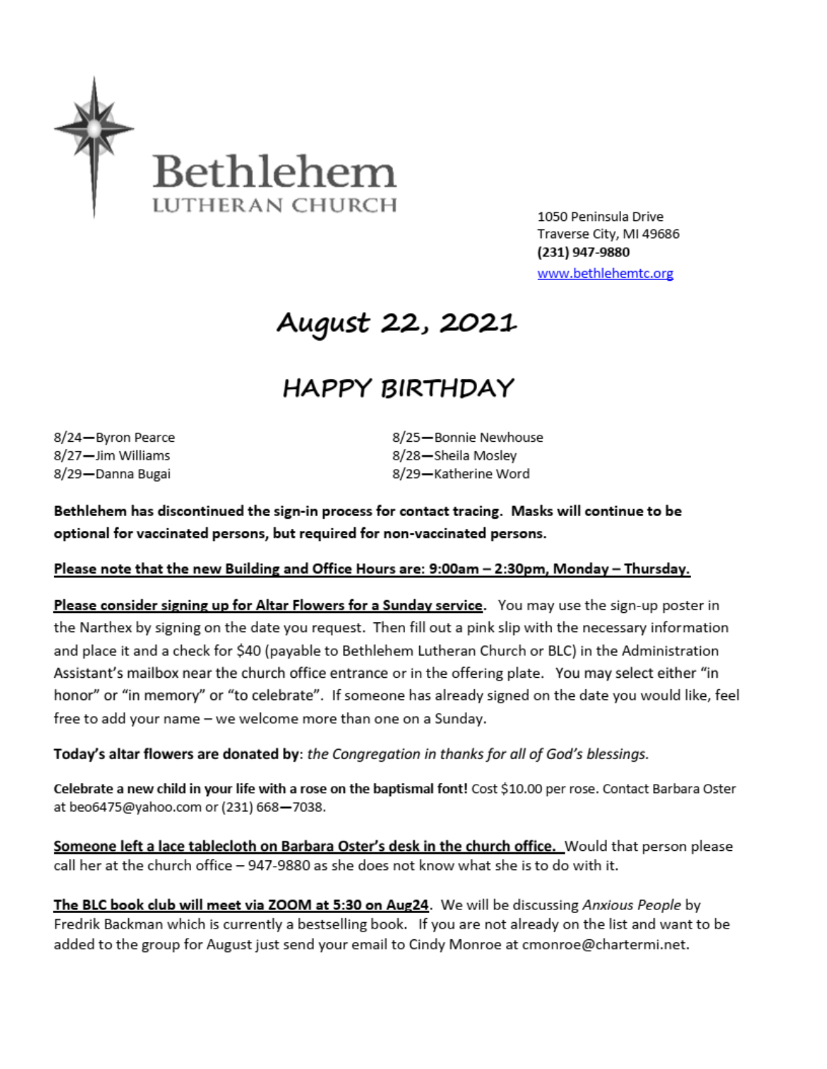# Bethlehem

LUTHERAN CHURCH

1050 Peninsula Drive
Traverse City, MI 49686
**(231) 947-9880**
www.bethlehemtc.org

## August 22, 2021

## HAPPY BIRTHDAY

8/24—Byron Pearce
8/25—Bonnie Newhouse
8/27—Jim Williams
8/28—Sheila Mosley
8/29—Danna Bugai
8/29—Katherine Word

**Bethlehem has discontinued the sign-in process for contact tracing. Masks will continue to be optional for vaccinated persons, but required for non-vaccinated persons.**

**Please note that the new Building and Office Hours are: 9:00am – 2:30pm, Monday – Thursday.**

**Please consider signing up for Altar Flowers for a Sunday service**. You may use the sign-up poster in the Narthex by signing on the date you request. Then fill out a pink slip with the necessary information and place it and a check for $40 (payable to Bethlehem Lutheran Church or BLC) in the Administration Assistant's mailbox near the church office entrance or in the offering plate. You may select either "in honor" or "in memory" or "to celebrate". If someone has already signed on the date you would like, feel free to add your name – we welcome more than one on a Sunday.

**Today's altar flowers are donated by**: *the Congregation in thanks for all of God's blessings.*

**Celebrate a new child in your life with a rose on the baptismal font!** Cost $10.00 per rose. Contact Barbara Oster at beo6475@yahoo.com or (231) 668—7038.

**Someone left a lace tablecloth on Barbara Oster's desk in the church office.** Would that person please call her at the church office – 947-9880 as she does not know what she is to do with it.

**The BLC book club will meet via ZOOM at 5:30 on Aug24**. We will be discussing *Anxious People* by Fredrik Backman which is currently a bestselling book. If you are not already on the list and want to be added to the group for August just send your email to Cindy Monroe at cmonroe@chartermi.net.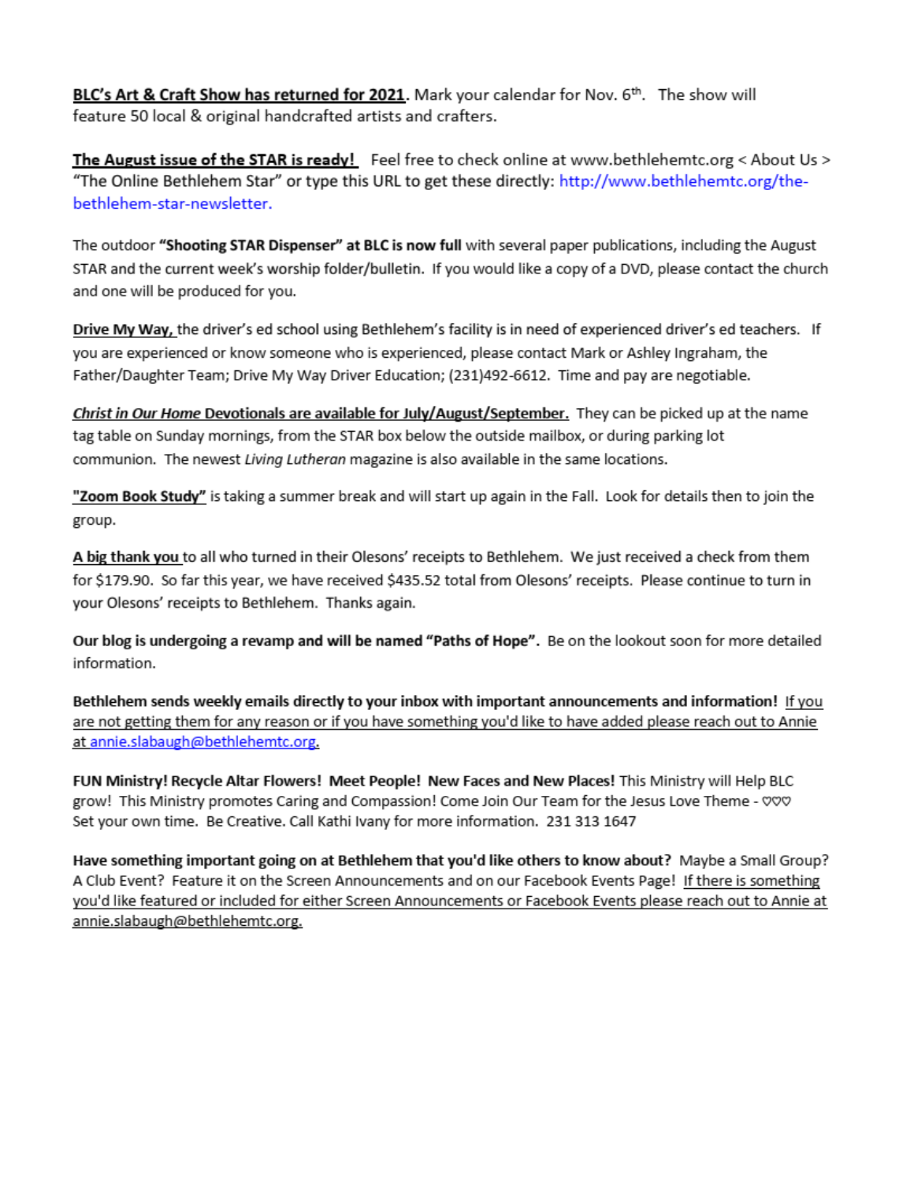**BLC's Art & Craft Show has returned for 2021**. Mark your calendar for Nov. 6th. The show will feature 50 local & original handcrafted artists and crafters.

**The August issue of the STAR is ready!** Feel free to check online at www.bethlehemtc.org < About Us > "The Online Bethlehem Star" or type this URL to get these directly: http://www.bethlehemtc.org/the-bethlehem-star-newsletter.

The outdoor **"Shooting STAR Dispenser" at BLC is now full** with several paper publications, including the August STAR and the current week's worship folder/bulletin. If you would like a copy of a DVD, please contact the church and one will be produced for you.

**Drive My Way,** the driver's ed school using Bethlehem's facility is in need of experienced driver's ed teachers. If you are experienced or know someone who is experienced, please contact Mark or Ashley Ingraham, the Father/Daughter Team; Drive My Way Driver Education; (231)492-6612. Time and pay are negotiable.

***Christ in Our Home* Devotionals are available for July/August/September.** They can be picked up at the name tag table on Sunday mornings, from the STAR box below the outside mailbox, or during parking lot communion. The newest *Living Lutheran* magazine is also available in the same locations.

**"Zoom Book Study"** is taking a summer break and will start up again in the Fall. Look for details then to join the group.

**A big thank you** to all who turned in their Olesons' receipts to Bethlehem. We just received a check from them for $179.90. So far this year, we have received $435.52 total from Olesons' receipts. Please continue to turn in your Olesons' receipts to Bethlehem. Thanks again.

**Our blog is undergoing a revamp and will be named "Paths of Hope".** Be on the lookout soon for more detailed information.

**Bethlehem sends weekly emails directly to your inbox with important announcements and information!** If you are not getting them for any reason or if you have something you'd like to have added please reach out to Annie at annie.slabaugh@bethlehemtc.org.

**FUN Ministry! Recycle Altar Flowers! Meet People! New Faces and New Places!** This Ministry will Help BLC grow! This Ministry promotes Caring and Compassion! Come Join Our Team for the Jesus Love Theme - ♡♡♡ Set your own time. Be Creative. Call Kathi Ivany for more information. 231 313 1647

**Have something important going on at Bethlehem that you'd like others to know about?** Maybe a Small Group? A Club Event? Feature it on the Screen Announcements and on our Facebook Events Page! If there is something you'd like featured or included for either Screen Announcements or Facebook Events please reach out to Annie at annie.slabaugh@bethlehemtc.org.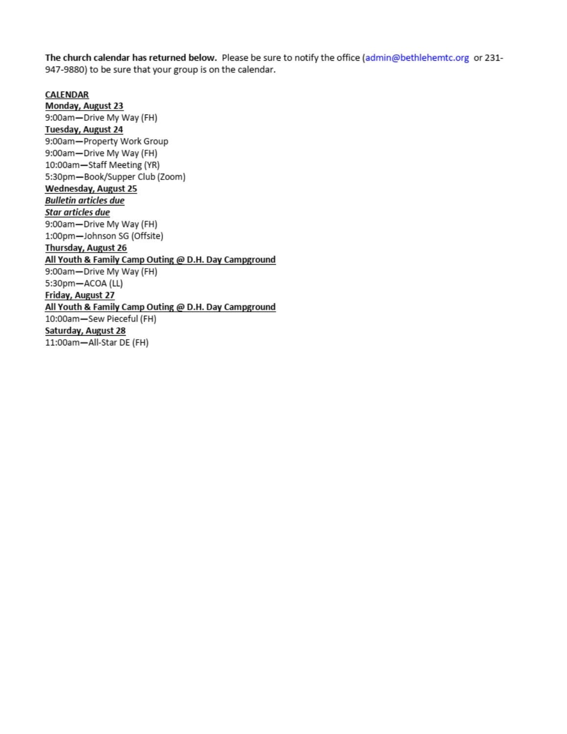**The church calendar has returned below.** Please be sure to notify the office (admin@bethlehemtc.org or 231-947-9880) to be sure that your group is on the calendar.

**CALENDAR**

**Monday, August 23**

9:00am—Drive My Way (FH)

**Tuesday, August 24**

9:00am—Property Work Group
9:00am—Drive My Way (FH)
10:00am—Staff Meeting (YR)
5:30pm—Book/Supper Club (Zoom)

**Wednesday, August 25**

***Bulletin articles due***

***Star articles due***

9:00am—Drive My Way (FH)
1:00pm—Johnson SG (Offsite)

**Thursday, August 26**

**All Youth & Family Camp Outing @ D.H. Day Campground**

9:00am—Drive My Way (FH)
5:30pm—ACOA (LL)

**Friday, August 27**

**All Youth & Family Camp Outing @ D.H. Day Campground**

10:00am—Sew Pieceful (FH)

**Saturday, August 28**

11:00am—All-Star DE (FH)